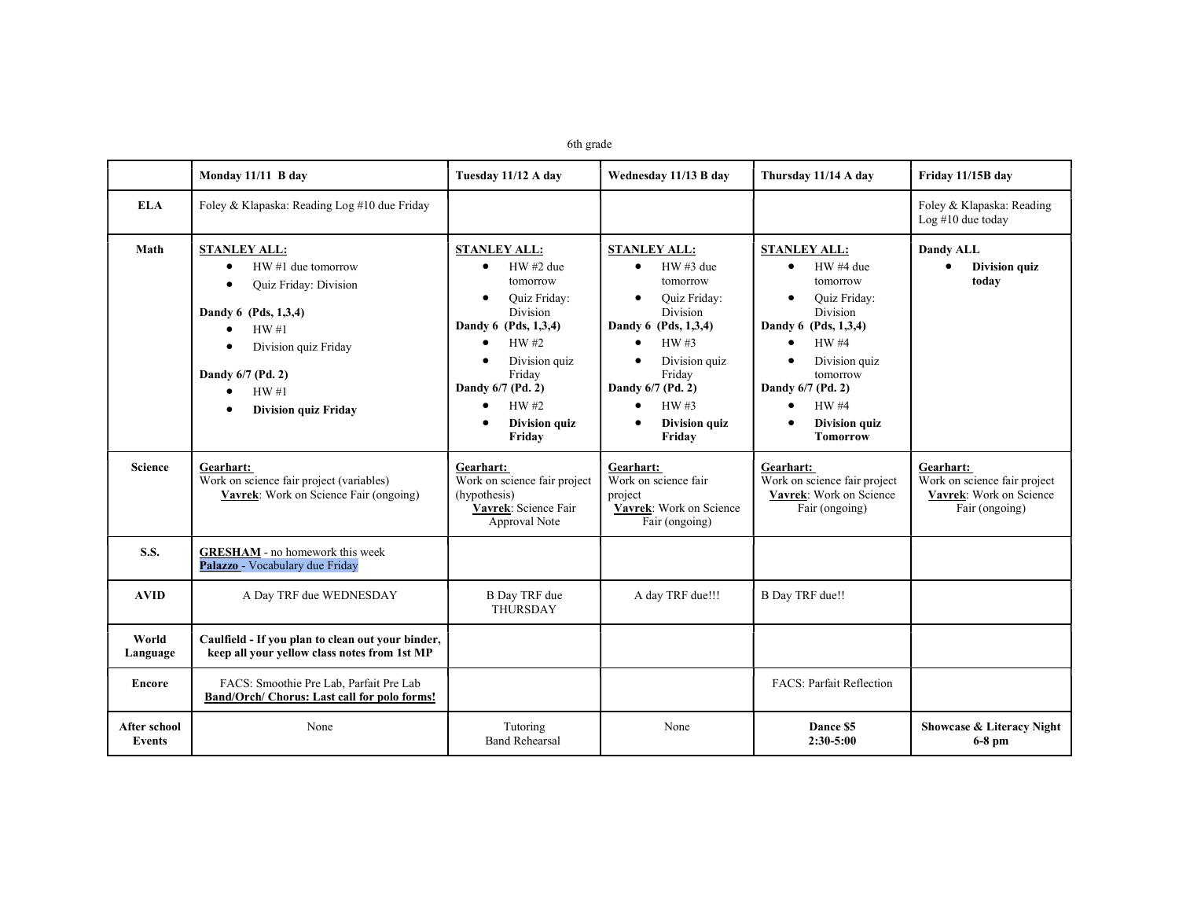6th grade

| | Monday 11/11 B day | Tuesday 11/12 A day | Wednesday 11/13 B day | Thursday 11/14 A day | Friday 11/15B day |
|---|---|---|---|---|---|
| **ELA** | Foley & Klapaska: Reading Log #10 due Friday | | | | Foley & Klapaska: Reading Log #10 due today |
| **Math** | **STANLEY ALL:**<br>• HW #1 due tomorrow<br>• Quiz Friday: Division<br><br>**Dandy 6 (Pds, 1,3,4)**<br>• HW #1<br>• Division quiz Friday<br><br>**Dandy 6/7 (Pd. 2)**<br>• HW #1<br>• **Division quiz Friday** | **STANLEY ALL:**<br>• HW #2 due tomorrow<br>• Quiz Friday: Division<br>**Dandy 6 (Pds, 1,3,4)**<br>• HW #2<br>• Division quiz Friday<br>**Dandy 6/7 (Pd. 2)**<br>• HW #2<br>• **Division quiz Friday** | **STANLEY ALL:**<br>• HW #3 due tomorrow<br>• Quiz Friday: Division<br>**Dandy 6 (Pds, 1,3,4)**<br>• HW #3<br>• Division quiz Friday<br>**Dandy 6/7 (Pd. 2)**<br>• HW #3<br>• **Division quiz Friday** | **STANLEY ALL:**<br>• HW #4 due tomorrow<br>• Quiz Friday: Division<br>**Dandy 6 (Pds, 1,3,4)**<br>• HW #4<br>• Division quiz tomorrow<br>**Dandy 6/7 (Pd. 2)**<br>• HW #4<br>• **Division quiz Tomorrow** | **Dandy ALL**<br>• **Division quiz today** |
| **Science** | **Gearhart:**<br>Work on science fair project (variables)<br>**Vavrek**: Work on Science Fair (ongoing) | **Gearhart:**<br>Work on science fair project (hypothesis)<br>**Vavrek**: Science Fair Approval Note | **Gearhart:**<br>Work on science fair project<br>**Vavrek**: Work on Science Fair (ongoing) | **Gearhart:**<br>Work on science fair project<br>**Vavrek**: Work on Science Fair (ongoing) | **Gearhart:**<br>Work on science fair project<br>**Vavrek**: Work on Science Fair (ongoing) |
| **S.S.** | **GRESHAM** - no homework this week<br>**Palazzo** - Vocabulary due Friday | | | | |
| **AVID** | A Day TRF due WEDNESDAY | B Day TRF due THURSDAY | A day TRF due!!! | B Day TRF due!! | |
| **World Language** | **Caulfield - If you plan to clean out your binder, keep all your yellow class notes from 1st MP** | | | | |
| **Encore** | FACS: Smoothie Pre Lab, Parfait Pre Lab<br>**Band/Orch/ Chorus: Last call for polo forms!** | | | FACS: Parfait Reflection | |
| **After school Events** | None | Tutoring<br>Band Rehearsal | None | **Dance $5<br>2:30-5:00** | **Showcase & Literacy Night<br>6-8 pm** |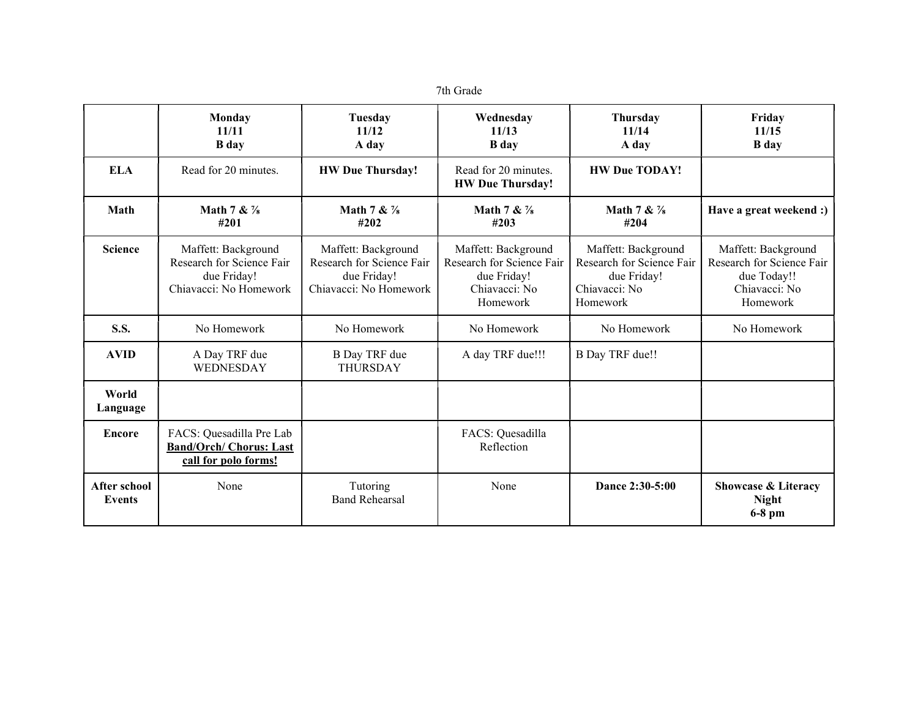7th Grade

| | **Monday 11/11 B day** | **Tuesday 11/12 A day** | **Wednesday 11/13 B day** | **Thursday 11/14 A day** | **Friday 11/15 B day** |
|---|---|---|---|---|---|
| **ELA** | Read for 20 minutes. | **HW Due Thursday!** | Read for 20 minutes. **HW Due Thursday!** | **HW Due TODAY!** | |
| **Math** | **Math 7 & 7/8 #201** | **Math 7 & 7/8 #202** | **Math 7 & 7/8 #203** | **Math 7 & 7/8 #204** | **Have a great weekend :)** |
| **Science** | Maffett: Background Research for Science Fair due Friday! Chiavacci: No Homework | Maffett: Background Research for Science Fair due Friday! Chiavacci: No Homework | Maffett: Background Research for Science Fair due Friday! Chiavacci: No Homework | Maffett: Background Research for Science Fair due Friday! Chiavacci: No Homework | Maffett: Background Research for Science Fair due Today!! Chiavacci: No Homework |
| **S.S.** | No Homework | No Homework | No Homework | No Homework | No Homework |
| **AVID** | A Day TRF due WEDNESDAY | B Day TRF due THURSDAY | A day TRF due!!! | B Day TRF due!! | |
| **World Language** | | | | | |
| **Encore** | FACS: Quesadilla Pre Lab **Band/Orch/ Chorus: Last call for polo forms!** | | FACS: Quesadilla Reflection | | |
| **After school Events** | None | Tutoring Band Rehearsal | None | **Dance 2:30-5:00** | **Showcase & Literacy Night 6-8 pm** |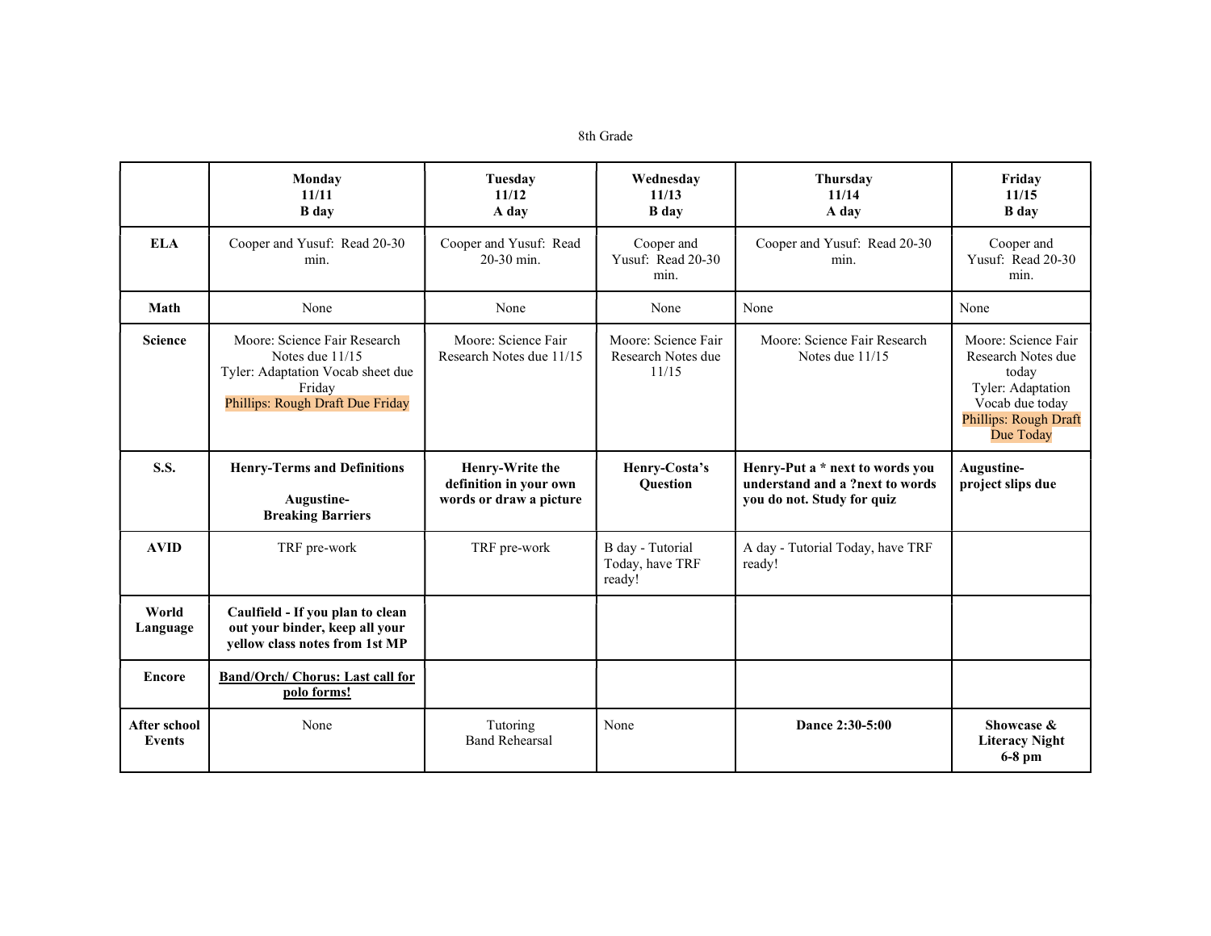8th Grade

| | **Monday 11/11 B day** | **Tuesday 11/12 A day** | **Wednesday 11/13 B day** | **Thursday 11/14 A day** | **Friday 11/15 B day** |
|---|---|---|---|---|---|
| **ELA** | Cooper and Yusuf: Read 20-30 min. | Cooper and Yusuf: Read 20-30 min. | Cooper and Yusuf: Read 20-30 min. | Cooper and Yusuf: Read 20-30 min. | Cooper and Yusuf: Read 20-30 min. |
| **Math** | None | None | None | None | None |
| **Science** | Moore: Science Fair Research Notes due 11/15<br>Tyler: Adaptation Vocab sheet due Friday<br>Phillips: Rough Draft Due Friday | Moore: Science Fair Research Notes due 11/15 | Moore: Science Fair Research Notes due 11/15 | Moore: Science Fair Research Notes due 11/15 | Moore: Science Fair Research Notes due today<br>Tyler: Adaptation Vocab due today<br>Phillips: Rough Draft Due Today |
| **S.S.** | **Henry-Terms and Definitions**<br><br>**Augustine-<br>Breaking Barriers** | **Henry-Write the definition in your own words or draw a picture** | **Henry-Costa's Question** | **Henry-Put a * next to words you understand and a ?next to words you do not. Study for quiz** | **Augustine-<br>project slips due** |
| **AVID** | TRF pre-work | TRF pre-work | B day - Tutorial Today, have TRF ready! | A day - Tutorial Today, have TRF ready! | |
| **World Language** | **Caulfield - If you plan to clean out your binder, keep all your yellow class notes from 1st MP** | | | | |
| **Encore** | **Band/Orch/ Chorus: Last call for polo forms!** | | | | |
| **After school Events** | None | Tutoring<br>Band Rehearsal | None | **Dance 2:30-5:00** | **Showcase & Literacy Night 6-8 pm** |